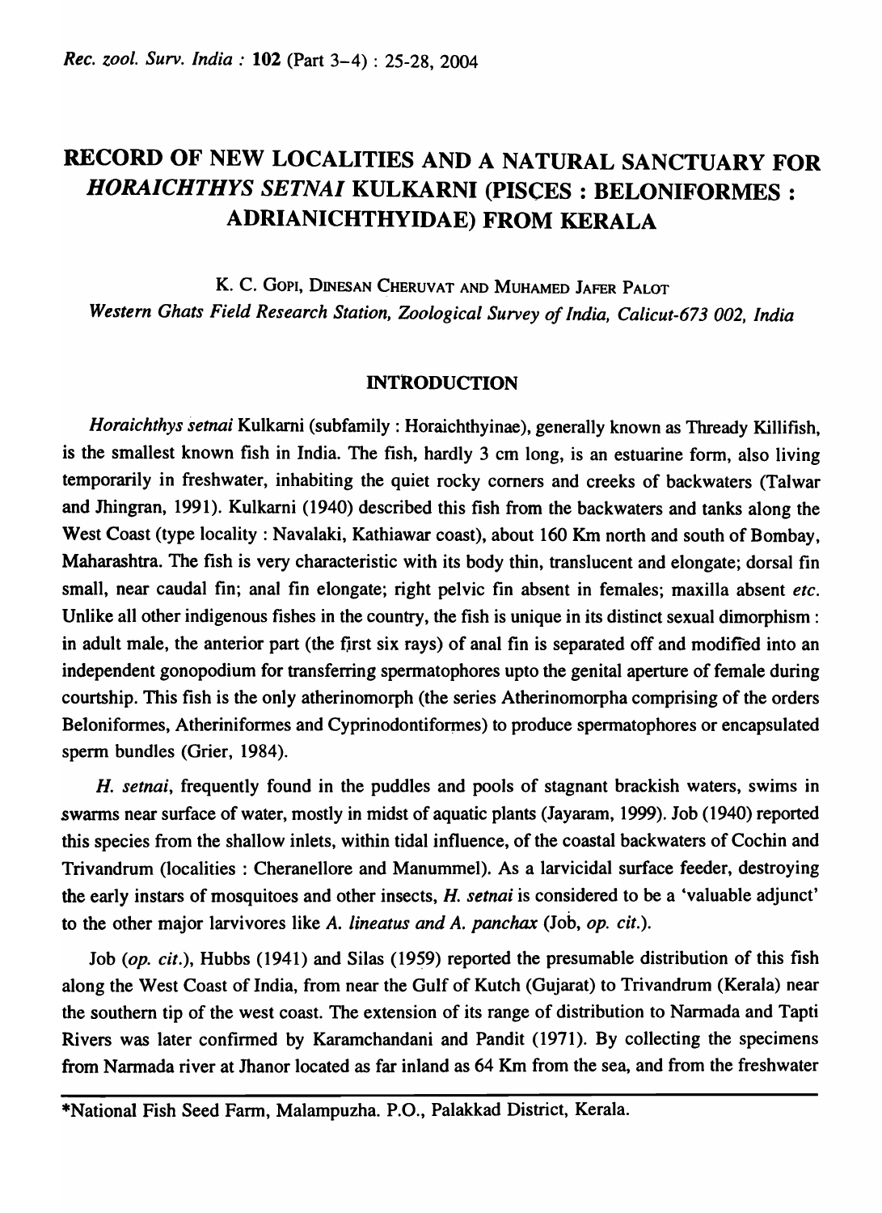# RECORD OF NEW LOCALITIES AND A NATURAL SANCTUARY FOR *HORAICHTHYS SETNAI* KULKARNI (PISCES : BELONIFORMES : ADRIANICHTHYIDAE) FROM KERALA

K. C. Gopi, Dinesan Cheruvat and Muhamed Jafer Palot

*Western Ghats Field Research Station, Zoological Survey of India, Calicut-673 002, India*

## INTRODUCTION

*Horaichthys setnai* Kulkarni (subfamily : Horaichthyinae), generally known as Thready Killifish, is the smallest known fish in India. The fish, hardly 3 cm long, is an estuarine form, also living temporarily in freshwater, inhabiting the quiet rocky corners and creeks of backwaters (Talwar and Jhingran, 1991). Kulkarni (1940) described this fish from the backwaters and tanks along the West Coast (type locality : Navalaki, Kathiawar coast), about 160 Km north and south of Bombay, Maharashtra. The fish is very characteristic with its body thin, translucent and elongate; dorsal fin small, near caudal fin; anal fin elongate; right pelvic fin absent in females; maxilla absent *etc.* Unlike all other indigenous fishes in the country, the fish is unique in its distinct sexual dimorphism : in adult male, the anterior part (the first six rays) of anal fin is separated off and modified into an independent gonopodium for transferring spermatophores upto the genital aperture of female during courtship. This fish is the only atherinomorph (the series Atherinomorpha comprising of the orders Beloniformes, Atheriniformes and Cyprinodontiformes) to produce spermatophores or encapsulated sperm bundles (Grier, 1984).

*H. setnai*, frequently found in the puddles and pools of stagnant brackish waters, swims in swarms near surface of water, mostly in midst of aquatic plants (Jayaram, 1999). Job (1940) reported this species from the shallow inlets, within tidal influence, of the coastal backwaters of Cochin and Trivandrum (localities : Cheranellore and Manummel). As a larvicidal surface feeder, destroying the early instars of mosquitoes and other insects, *H. setnai* is considered to be a 'valuable adjunct' to the other major larvivores like *A. lineatus and A. panchax* (Job, *op. cit.*).

Job (*op. cit.*), Hubbs (1941) and Silas (1959) reported the presumable distribution of this fish along the West Coast of India, from near the Gulf of Kutch (Gujarat) to Trivandrum (Kerala) near the southern tip of the west coast. The extension of its range of distribution to Narmada and Tapti Rivers was later confirmed by Karamchandani and Pandit (1971). By collecting the specimens from Narmada river at Jhanor located as far inland as 64 Km from the sea, and from the freshwater

*National Fish Seed Farm, Malampuzha. P.O., Palakkad District, Kerala.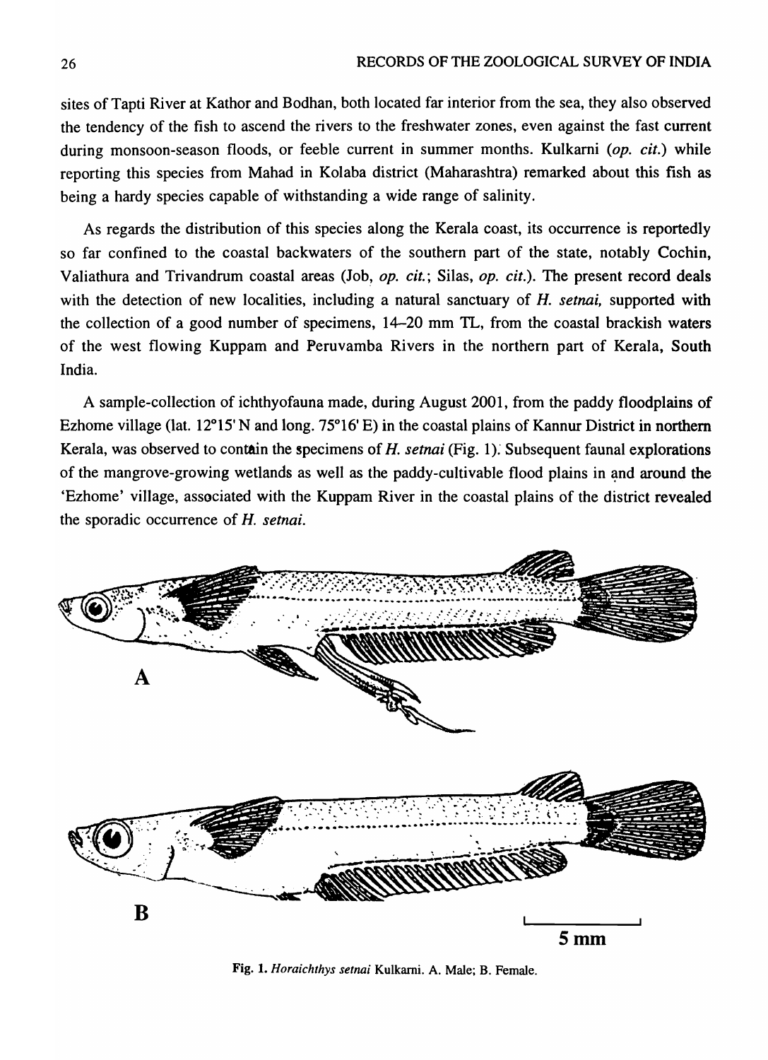sites of Tapti River at Kathor and Bodhan, both located far interior from the sea, they also observed the tendency of the fish to ascend the rivers to the freshwater zones, even against the fast current during monsoon-season floods, or feeble current in summer months. Kulkarni (*op. cit.*) while reporting this species from Mahad in Kolaba district (Maharashtra) remarked about this fish as being a hardy species capable of withstanding a wide range of salinity.

As regards the distribution of this species along the Kerala coast, its occurrence is reportedly so far confined to the coastal backwaters of the southern part of the state, notably Cochin, Valiathura and Trivandrum coastal areas (Job, *op. cit.*; Silas, *op. cit.*). The present record deals with the detection of new localities, including a natural sanctuary of *H. setnai*, supported with the collection of a good number of specimens, 14–20 mm TL, from the coastal brackish waters of the west flowing Kuppam and Peruvamba Rivers in the northern part of Kerala, South India.

A sample-collection of ichthyofauna made, during August 2001, from the paddy floodplains of Ezhome village (lat. 12°15' N and long. 75°16' E) in the coastal plains of Kannur District in northern Kerala, was observed to contain the specimens of *H. setnai* (Fig. 1). Subsequent faunal explorations of the mangrove-growing wetlands as well as the paddy-cultivable flood plains in and around the 'Ezhome' village, associated with the Kuppam River in the coastal plains of the district revealed the sporadic occurrence of *H. setnai*.

**Fig. 1.** *Horaichthys setnai* Kulkarni. A. Male; B. Female.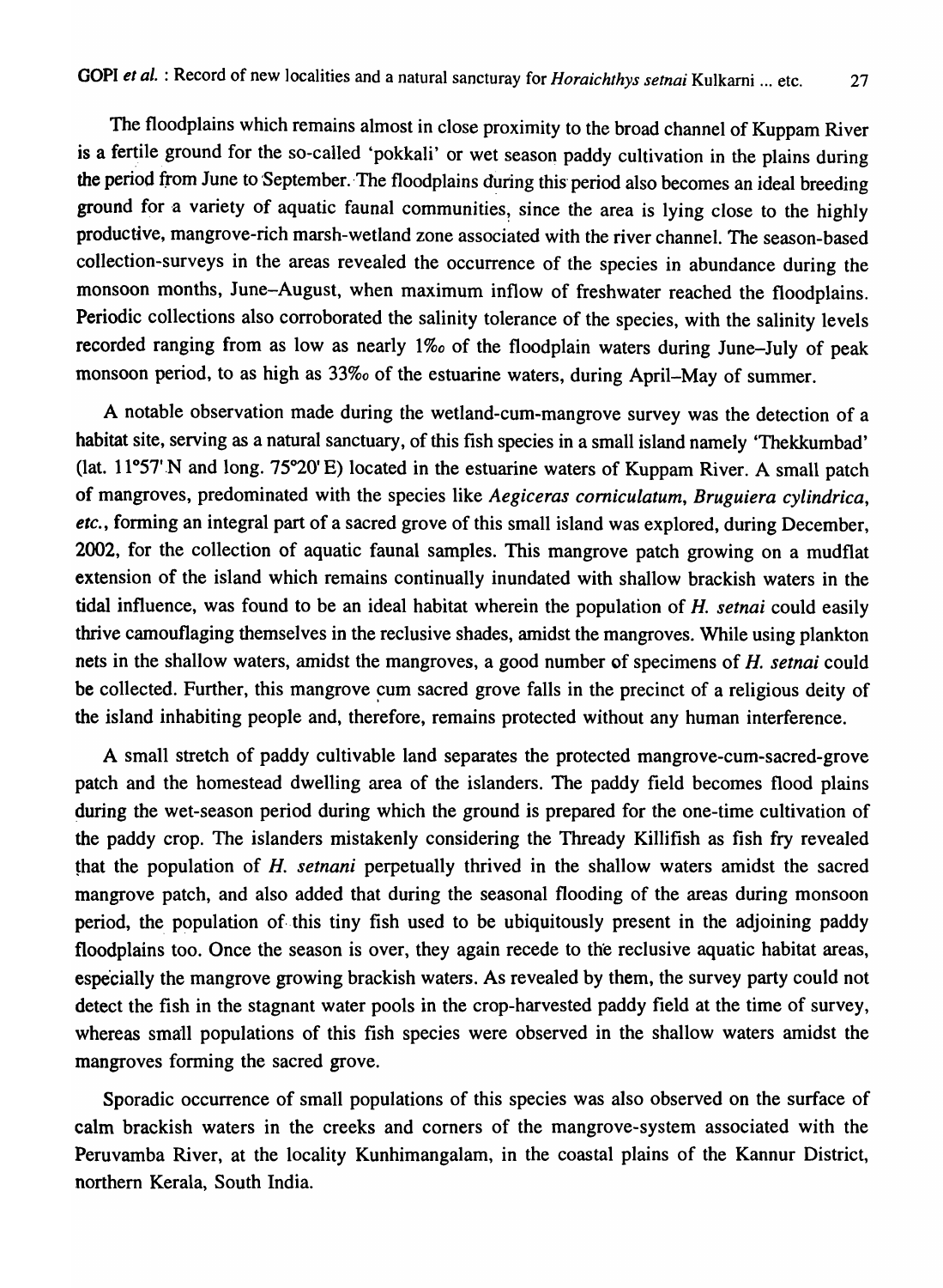The floodplains which remains almost in close proximity to the broad channel of Kuppam River is a fertile ground for the so-called 'pokkali' or wet season paddy cultivation in the plains during the period from June to September. The floodplains during this period also becomes an ideal breeding ground for a variety of aquatic faunal communities, since the area is lying close to the highly productive, mangrove-rich marsh-wetland zone associated with the river channel. The season-based collection-surveys in the areas revealed the occurrence of the species in abundance during the monsoon months, June–August, when maximum inflow of freshwater reached the floodplains. Periodic collections also corroborated the salinity tolerance of the species, with the salinity levels recorded ranging from as low as nearly 1‰ of the floodplain waters during June–July of peak monsoon period, to as high as 33‰ of the estuarine waters, during April–May of summer.

A notable observation made during the wetland-cum-mangrove survey was the detection of a habitat site, serving as a natural sanctuary, of this fish species in a small island namely 'Thekkumbad' (lat. 11°57' N and long. 75°20' E) located in the estuarine waters of Kuppam River. A small patch of mangroves, predominated with the species like *Aegiceras corniculatum*, *Bruguiera cylindrica*, *etc.*, forming an integral part of a sacred grove of this small island was explored, during December, 2002, for the collection of aquatic faunal samples. This mangrove patch growing on a mudflat extension of the island which remains continually inundated with shallow brackish waters in the tidal influence, was found to be an ideal habitat wherein the population of *H. setnai* could easily thrive camouflaging themselves in the reclusive shades, amidst the mangroves. While using plankton nets in the shallow waters, amidst the mangroves, a good number of specimens of *H. setnai* could be collected. Further, this mangrove cum sacred grove falls in the precinct of a religious deity of the island inhabiting people and, therefore, remains protected without any human interference.

A small stretch of paddy cultivable land separates the protected mangrove-cum-sacred-grove patch and the homestead dwelling area of the islanders. The paddy field becomes flood plains during the wet-season period during which the ground is prepared for the one-time cultivation of the paddy crop. The islanders mistakenly considering the Thready Killifish as fish fry revealed that the population of *H. setnani* perpetually thrived in the shallow waters amidst the sacred mangrove patch, and also added that during the seasonal flooding of the areas during monsoon period, the population of this tiny fish used to be ubiquitously present in the adjoining paddy floodplains too. Once the season is over, they again recede to the reclusive aquatic habitat areas, especially the mangrove growing brackish waters. As revealed by them, the survey party could not detect the fish in the stagnant water pools in the crop-harvested paddy field at the time of survey, whereas small populations of this fish species were observed in the shallow waters amidst the mangroves forming the sacred grove.

Sporadic occurrence of small populations of this species was also observed on the surface of calm brackish waters in the creeks and corners of the mangrove-system associated with the Peruvamba River, at the locality Kunhimangalam, in the coastal plains of the Kannur District, northern Kerala, South India.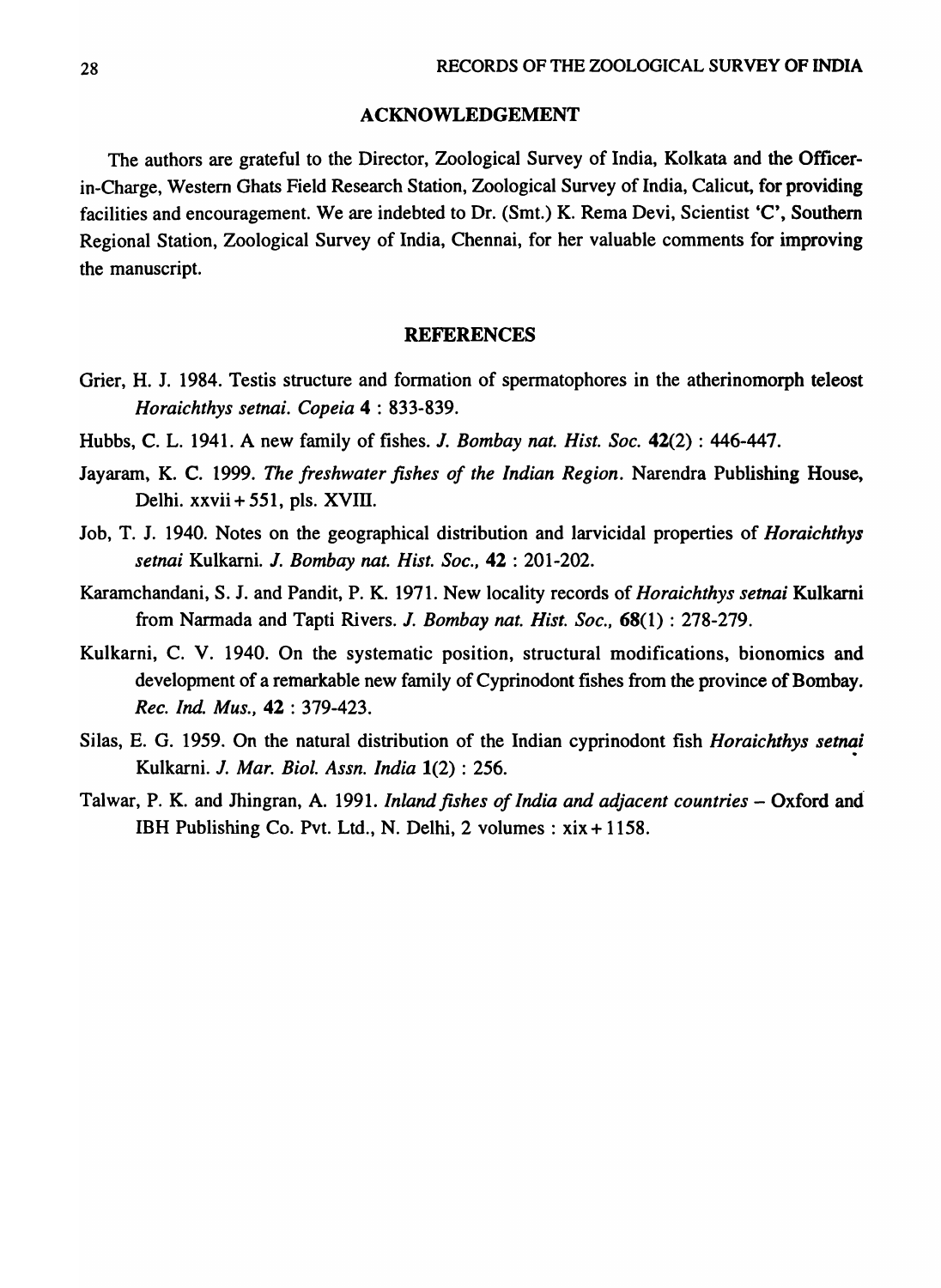## ACKNOWLEDGEMENT

The authors are grateful to the Director, Zoological Survey of India, Kolkata and the Officer-in-Charge, Western Ghats Field Research Station, Zoological Survey of India, Calicut, for providing facilities and encouragement. We are indebted to Dr. (Smt.) K. Rema Devi, Scientist 'C', Southern Regional Station, Zoological Survey of India, Chennai, for her valuable comments for improving the manuscript.

## REFERENCES

Grier, H. J. 1984. Testis structure and formation of spermatophores in the atherinomorph teleost *Horaichthys setnai*. *Copeia* **4** : 833-839.

Hubbs, C. L. 1941. A new family of fishes. *J. Bombay nat. Hist. Soc.* **42**(2) : 446-447.

Jayaram, K. C. 1999. *The freshwater fishes of the Indian Region*. Narendra Publishing House, Delhi. xxvii + 551, pls. XVIII.

Job, T. J. 1940. Notes on the geographical distribution and larvicidal properties of *Horaichthys setnai* Kulkarni. *J. Bombay nat. Hist. Soc.*, **42** : 201-202.

Karamchandani, S. J. and Pandit, P. K. 1971. New locality records of *Horaichthys setnai* Kulkarni from Narmada and Tapti Rivers. *J. Bombay nat. Hist. Soc.*, **68**(1) : 278-279.

Kulkarni, C. V. 1940. On the systematic position, structural modifications, bionomics and development of a remarkable new family of Cyprinodont fishes from the province of Bombay. *Rec. Ind. Mus.*, **42** : 379-423.

Silas, E. G. 1959. On the natural distribution of the Indian cyprinodont fish *Horaichthys setnai* Kulkarni. *J. Mar. Biol. Assn. India* **1**(2) : 256.

Talwar, P. K. and Jhingran, A. 1991. *Inland fishes of India and adjacent countries* – Oxford and IBH Publishing Co. Pvt. Ltd., N. Delhi, 2 volumes : xix + 1158.